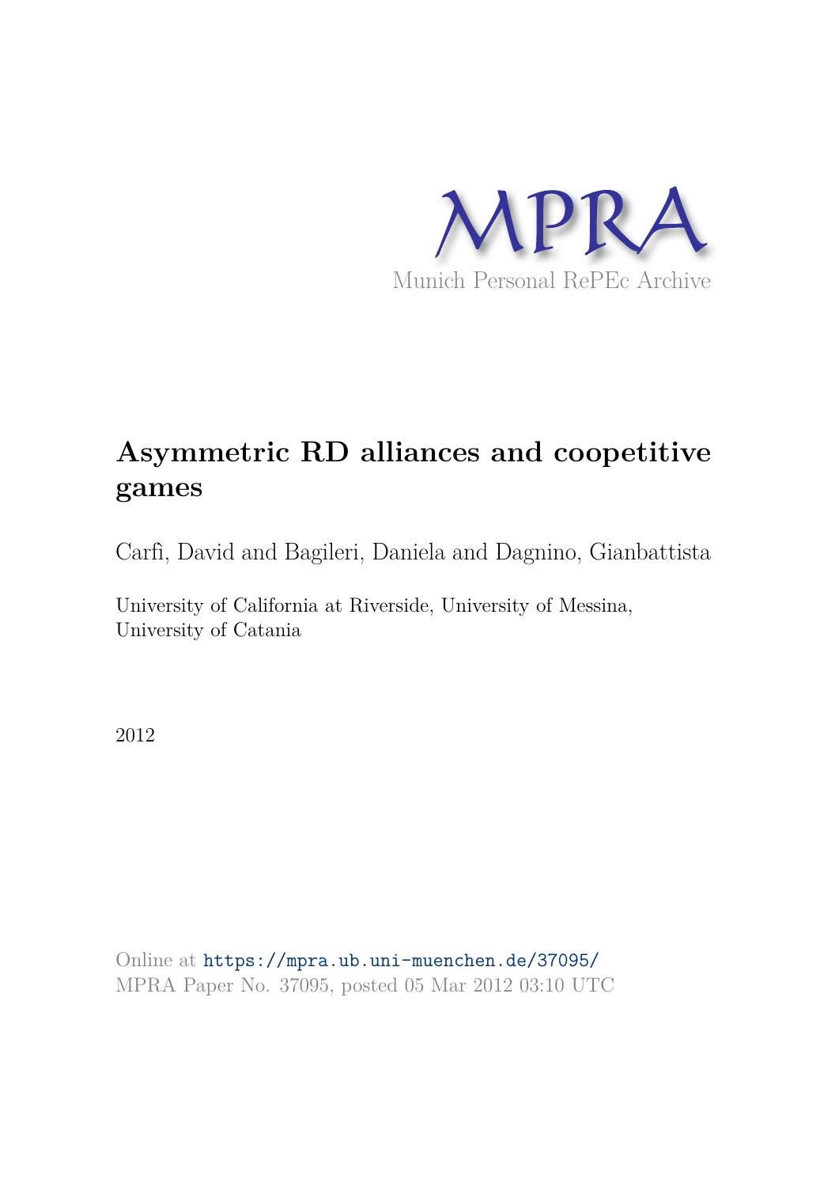MPRA

Munich Personal RePEc Archive

# Asymmetric RD alliances and coopetitive games

Carfì, David and Bagileri, Daniela and Dagnino, Gianbattista

University of California at Riverside, University of Messina, University of Catania

2012

Online at https://mpra.ub.uni-muenchen.de/37095/
MPRA Paper No. 37095, posted 05 Mar 2012 03:10 UTC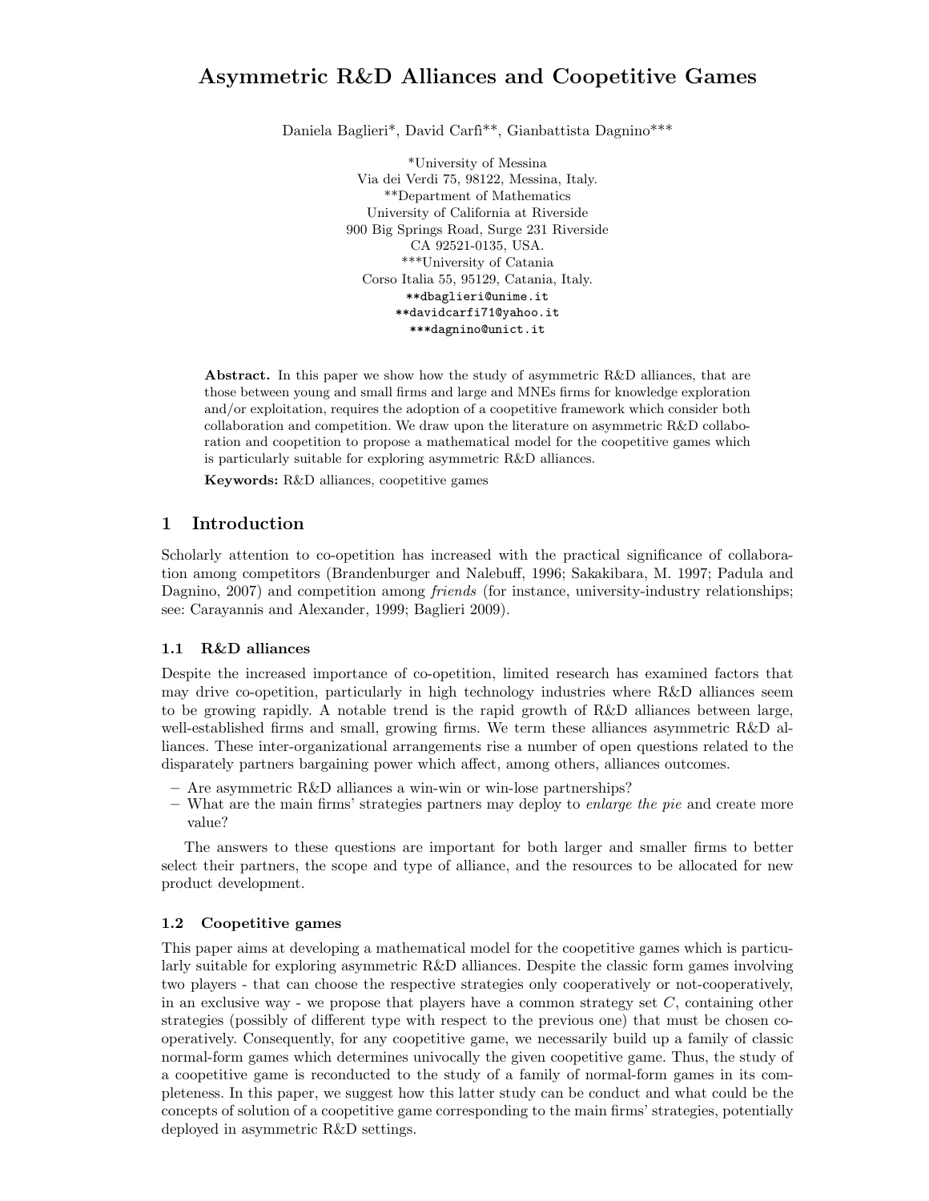# Asymmetric R&D Alliances and Coopetitive Games

Daniela Baglieri*, David Carfì**, Gianbattista Dagnino***

*University of Messina
Via dei Verdi 75, 98122, Messina, Italy.
**Department of Mathematics
University of California at Riverside
900 Big Springs Road, Surge 231 Riverside
CA 92521-0135, USA.
***University of Catania
Corso Italia 55, 95129, Catania, Italy.
**dbaglieri@unime.it
**davidcarfi71@yahoo.it
***dagnino@unict.it

**Abstract.** In this paper we show how the study of asymmetric R&D alliances, that are those between young and small firms and large and MNEs firms for knowledge exploration and/or exploitation, requires the adoption of a coopetitive framework which consider both collaboration and competition. We draw upon the literature on asymmetric R&D collaboration and coopetition to propose a mathematical model for the coopetitive games which is particularly suitable for exploring asymmetric R&D alliances.

**Keywords:** R&D alliances, coopetitive games

## 1 Introduction

Scholarly attention to co-opetition has increased with the practical significance of collaboration among competitors (Brandenburger and Nalebuff, 1996; Sakakibara, M. 1997; Padula and Dagnino, 2007) and competition among *friends* (for instance, university-industry relationships; see: Carayannis and Alexander, 1999; Baglieri 2009).

### 1.1 R&D alliances

Despite the increased importance of co-opetition, limited research has examined factors that may drive co-opetition, particularly in high technology industries where R&D alliances seem to be growing rapidly. A notable trend is the rapid growth of R&D alliances between large, well-established firms and small, growing firms. We term these alliances asymmetric R&D alliances. These inter-organizational arrangements rise a number of open questions related to the disparately partners bargaining power which affect, among others, alliances outcomes.

- Are asymmetric R&D alliances a win-win or win-lose partnerships?
- What are the main firms' strategies partners may deploy to *enlarge the pie* and create more value?

The answers to these questions are important for both larger and smaller firms to better select their partners, the scope and type of alliance, and the resources to be allocated for new product development.

### 1.2 Coopetitive games

This paper aims at developing a mathematical model for the coopetitive games which is particularly suitable for exploring asymmetric R&D alliances. Despite the classic form games involving two players - that can choose the respective strategies only cooperatively or not-cooperatively, in an exclusive way - we propose that players have a common strategy set $C$, containing other strategies (possibly of different type with respect to the previous one) that must be chosen cooperatively. Consequently, for any coopetitive game, we necessarily build up a family of classic normal-form games which determines univocally the given coopetitive game. Thus, the study of a coopetitive game is reconducted to the study of a family of normal-form games in its completeness. In this paper, we suggest how this latter study can be conduct and what could be the concepts of solution of a coopetitive game corresponding to the main firms' strategies, potentially deployed in asymmetric R&D settings.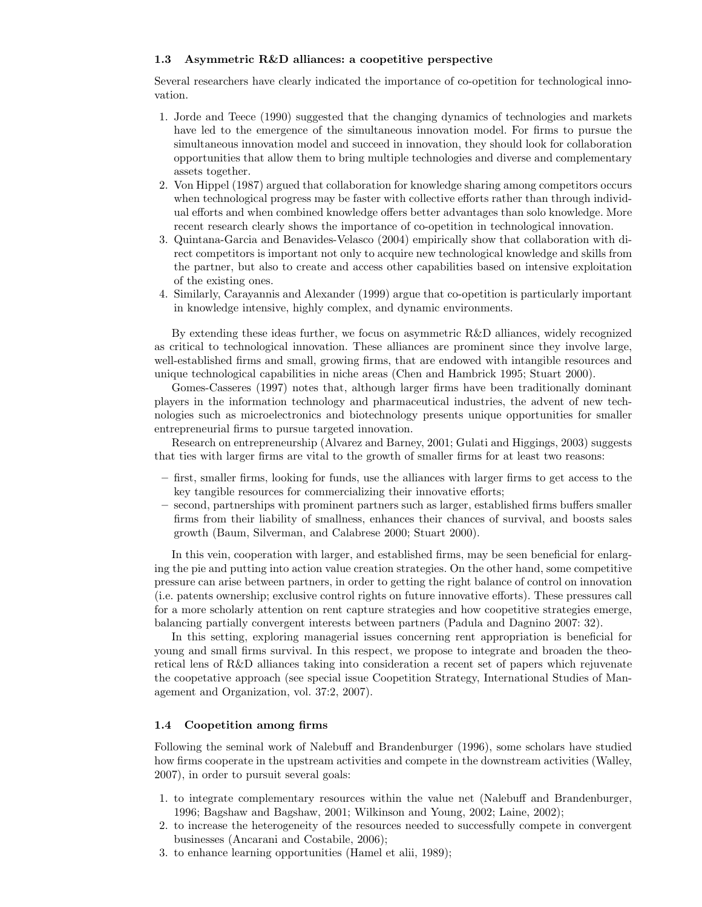### 1.3 Asymmetric R&D alliances: a coopetitive perspective

Several researchers have clearly indicated the importance of co-opetition for technological innovation.

1. Jorde and Teece (1990) suggested that the changing dynamics of technologies and markets have led to the emergence of the simultaneous innovation model. For firms to pursue the simultaneous innovation model and succeed in innovation, they should look for collaboration opportunities that allow them to bring multiple technologies and diverse and complementary assets together.
2. Von Hippel (1987) argued that collaboration for knowledge sharing among competitors occurs when technological progress may be faster with collective efforts rather than through individual efforts and when combined knowledge offers better advantages than solo knowledge. More recent research clearly shows the importance of co-opetition in technological innovation.
3. Quintana-Garcia and Benavides-Velasco (2004) empirically show that collaboration with direct competitors is important not only to acquire new technological knowledge and skills from the partner, but also to create and access other capabilities based on intensive exploitation of the existing ones.
4. Similarly, Carayannis and Alexander (1999) argue that co-opetition is particularly important in knowledge intensive, highly complex, and dynamic environments.

By extending these ideas further, we focus on asymmetric R&D alliances, widely recognized as critical to technological innovation. These alliances are prominent since they involve large, well-established firms and small, growing firms, that are endowed with intangible resources and unique technological capabilities in niche areas (Chen and Hambrick 1995; Stuart 2000).

Gomes-Casseres (1997) notes that, although larger firms have been traditionally dominant players in the information technology and pharmaceutical industries, the advent of new technologies such as microelectronics and biotechnology presents unique opportunities for smaller entrepreneurial firms to pursue targeted innovation.

Research on entrepreneurship (Alvarez and Barney, 2001; Gulati and Higgings, 2003) suggests that ties with larger firms are vital to the growth of smaller firms for at least two reasons:

– first, smaller firms, looking for funds, use the alliances with larger firms to get access to the key tangible resources for commercializing their innovative efforts;
– second, partnerships with prominent partners such as larger, established firms buffers smaller firms from their liability of smallness, enhances their chances of survival, and boosts sales growth (Baum, Silverman, and Calabrese 2000; Stuart 2000).

In this vein, cooperation with larger, and established firms, may be seen beneficial for enlarging the pie and putting into action value creation strategies. On the other hand, some competitive pressure can arise between partners, in order to getting the right balance of control on innovation (i.e. patents ownership; exclusive control rights on future innovative efforts). These pressures call for a more scholarly attention on rent capture strategies and how coopetitive strategies emerge, balancing partially convergent interests between partners (Padula and Dagnino 2007: 32).

In this setting, exploring managerial issues concerning rent appropriation is beneficial for young and small firms survival. In this respect, we propose to integrate and broaden the theoretical lens of R&D alliances taking into consideration a recent set of papers which rejuvenate the coopetative approach (see special issue Coopetition Strategy, International Studies of Management and Organization, vol. 37:2, 2007).

### 1.4 Coopetition among firms

Following the seminal work of Nalebuff and Brandenburger (1996), some scholars have studied how firms cooperate in the upstream activities and compete in the downstream activities (Walley, 2007), in order to pursuit several goals:

1. to integrate complementary resources within the value net (Nalebuff and Brandenburger, 1996; Bagshaw and Bagshaw, 2001; Wilkinson and Young, 2002; Laine, 2002);
2. to increase the heterogeneity of the resources needed to successfully compete in convergent businesses (Ancarani and Costabile, 2006);
3. to enhance learning opportunities (Hamel et alii, 1989);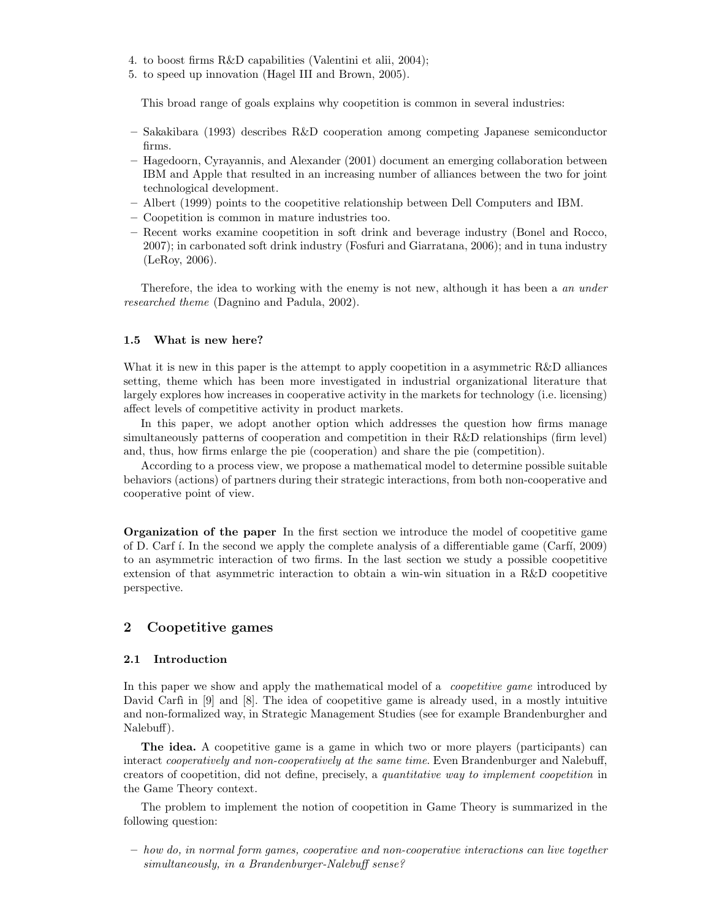4. to boost firms R&D capabilities (Valentini et alii, 2004);
5. to speed up innovation (Hagel III and Brown, 2005).

This broad range of goals explains why coopetition is common in several industries:

- Sakakibara (1993) describes R&D cooperation among competing Japanese semiconductor firms.
- Hagedoorn, Cyrayannis, and Alexander (2001) document an emerging collaboration between IBM and Apple that resulted in an increasing number of alliances between the two for joint technological development.
- Albert (1999) points to the coopetitive relationship between Dell Computers and IBM.
- Coopetition is common in mature industries too.
- Recent works examine coopetition in soft drink and beverage industry (Bonel and Rocco, 2007); in carbonated soft drink industry (Fosfuri and Giarratana, 2006); and in tuna industry (LeRoy, 2006).

Therefore, the idea to working with the enemy is not new, although it has been a *an under researched theme* (Dagnino and Padula, 2002).

### 1.5 What is new here?

What it is new in this paper is the attempt to apply coopetition in a asymmetric R&D alliances setting, theme which has been more investigated in industrial organizational literature that largely explores how increases in cooperative activity in the markets for technology (i.e. licensing) affect levels of competitive activity in product markets.

In this paper, we adopt another option which addresses the question how firms manage simultaneously patterns of cooperation and competition in their R&D relationships (firm level) and, thus, how firms enlarge the pie (cooperation) and share the pie (competition).

According to a process view, we propose a mathematical model to determine possible suitable behaviors (actions) of partners during their strategic interactions, from both non-cooperative and cooperative point of view.

**Organization of the paper** In the first section we introduce the model of coopetitive game of D. Carf í. In the second we apply the complete analysis of a differentiable game (Carfí, 2009) to an asymmetric interaction of two firms. In the last section we study a possible coopetitive extension of that asymmetric interaction to obtain a win-win situation in a R&D coopetitive perspective.

## 2 Coopetitive games

### 2.1 Introduction

In this paper we show and apply the mathematical model of a *coopetitive game* introduced by David Carfì in [9] and [8]. The idea of coopetitive game is already used, in a mostly intuitive and non-formalized way, in Strategic Management Studies (see for example Brandenburgher and Nalebuff).

**The idea.** A coopetitive game is a game in which two or more players (participants) can interact *cooperatively and non-cooperatively at the same time*. Even Brandenburger and Nalebuff, creators of coopetition, did not define, precisely, a *quantitative way to implement coopetition* in the Game Theory context.

The problem to implement the notion of coopetition in Game Theory is summarized in the following question:

- *how do, in normal form games, cooperative and non-cooperative interactions can live together simultaneously, in a Brandenburger-Nalebuff sense?*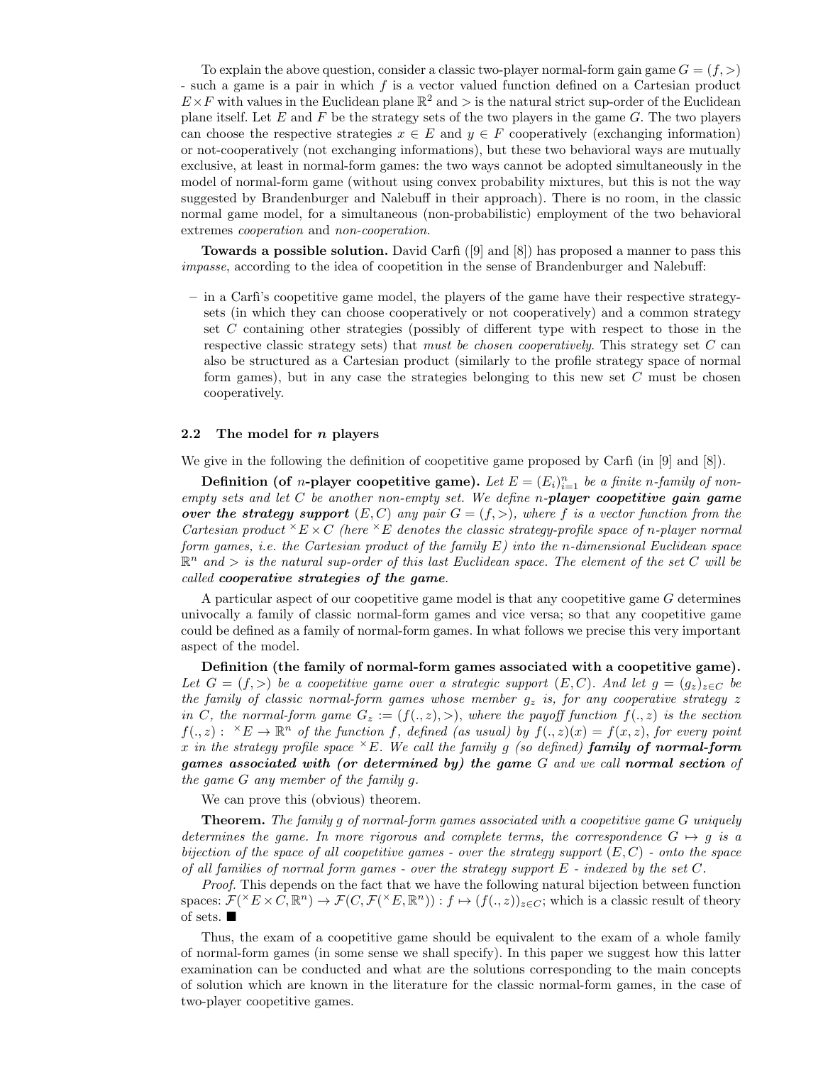To explain the above question, consider a classic two-player normal-form gain game $G = (f, >)$ - such a game is a pair in which $f$ is a vector valued function defined on a Cartesian product $E \times F$ with values in the Euclidean plane $\mathbb{R}^2$ and $>$ is the natural strict sup-order of the Euclidean plane itself. Let $E$ and $F$ be the strategy sets of the two players in the game $G$. The two players can choose the respective strategies $x \in E$ and $y \in F$ cooperatively (exchanging information) or not-cooperatively (not exchanging informations), but these two behavioral ways are mutually exclusive, at least in normal-form games: the two ways cannot be adopted simultaneously in the model of normal-form game (without using convex probability mixtures, but this is not the way suggested by Brandenburger and Nalebuff in their approach). There is no room, in the classic normal game model, for a simultaneous (non-probabilistic) employment of the two behavioral extremes *cooperation* and *non-cooperation*.

**Towards a possible solution.** David Carfì ([9] and [8]) has proposed a manner to pass this *impasse*, according to the idea of coopetition in the sense of Brandenburger and Nalebuff:

- in a Carfi's coopetitive game model, the players of the game have their respective strategy-sets (in which they can choose cooperatively or not cooperatively) and a common strategy set $C$ containing other strategies (possibly of different type with respect to those in the respective classic strategy sets) that *must be chosen cooperatively*. This strategy set $C$ can also be structured as a Cartesian product (similarly to the profile strategy space of normal form games), but in any case the strategies belonging to this new set $C$ must be chosen cooperatively.

### 2.2 The model for $n$ players

We give in the following the definition of coopetitive game proposed by Carfi (in [9] and [8]).

**Definition (of $n$-player coopetitive game).** *Let $E = (E_i)_{i=1}^n$ be a finite $n$-family of non-empty sets and let $C$ be another non-empty set. We define $n$-**player coopetitive gain game over the strategy support** $(E, C)$ any pair $G = (f, >)$, where $f$ is a vector function from the Cartesian product ${}^{\times}E \times C$ (here ${}^{\times}E$ denotes the classic strategy-profile space of $n$-player normal form games, i.e. the Cartesian product of the family $E$) into the $n$-dimensional Euclidean space $\mathbb{R}^n$ and $>$ is the natural sup-order of this last Euclidean space. The element of the set $C$ will be called **cooperative strategies of the game**.*

A particular aspect of our coopetitive game model is that any coopetitive game $G$ determines univocally a family of classic normal-form games and vice versa; so that any coopetitive game could be defined as a family of normal-form games. In what follows we precise this very important aspect of the model.

**Definition (the family of normal-form games associated with a coopetitive game).** *Let $G = (f, >)$ be a coopetitive game over a strategic support $(E, C)$. And let $g = (g_z)_{z \in C}$ be the family of classic normal-form games whose member $g_z$ is, for any cooperative strategy $z$ in $C$, the normal-form game $G_z := (f(.,z), >)$, where the payoff function $f(.,z)$ is the section $f(.,z) : {}^{\times}E \to \mathbb{R}^n$ of the function $f$, defined (as usual) by $f(.,z)(x) = f(x,z)$, for every point $x$ in the strategy profile space ${}^{\times}E$. We call the family $g$ (so defined) **family of normal-form games associated with (or determined by) the game** $G$ and we call **normal section** of the game $G$ any member of the family $g$.*

We can prove this (obvious) theorem.

**Theorem.** *The family $g$ of normal-form games associated with a coopetitive game $G$ uniquely determines the game. In more rigorous and complete terms, the correspondence $G \mapsto g$ is a bijection of the space of all coopetitive games - over the strategy support $(E, C)$ - onto the space of all families of normal form games - over the strategy support $E$ - indexed by the set $C$.*

*Proof.* This depends on the fact that we have the following natural bijection between function spaces: $\mathcal{F}({}^{\times}E \times C, \mathbb{R}^n) \to \mathcal{F}(C, \mathcal{F}({}^{\times}E, \mathbb{R}^n)) : f \mapsto (f(.,z))_{z \in C}$; which is a classic result of theory of sets. ■

Thus, the exam of a coopetitive game should be equivalent to the exam of a whole family of normal-form games (in some sense we shall specify). In this paper we suggest how this latter examination can be conducted and what are the solutions corresponding to the main concepts of solution which are known in the literature for the classic normal-form games, in the case of two-player coopetitive games.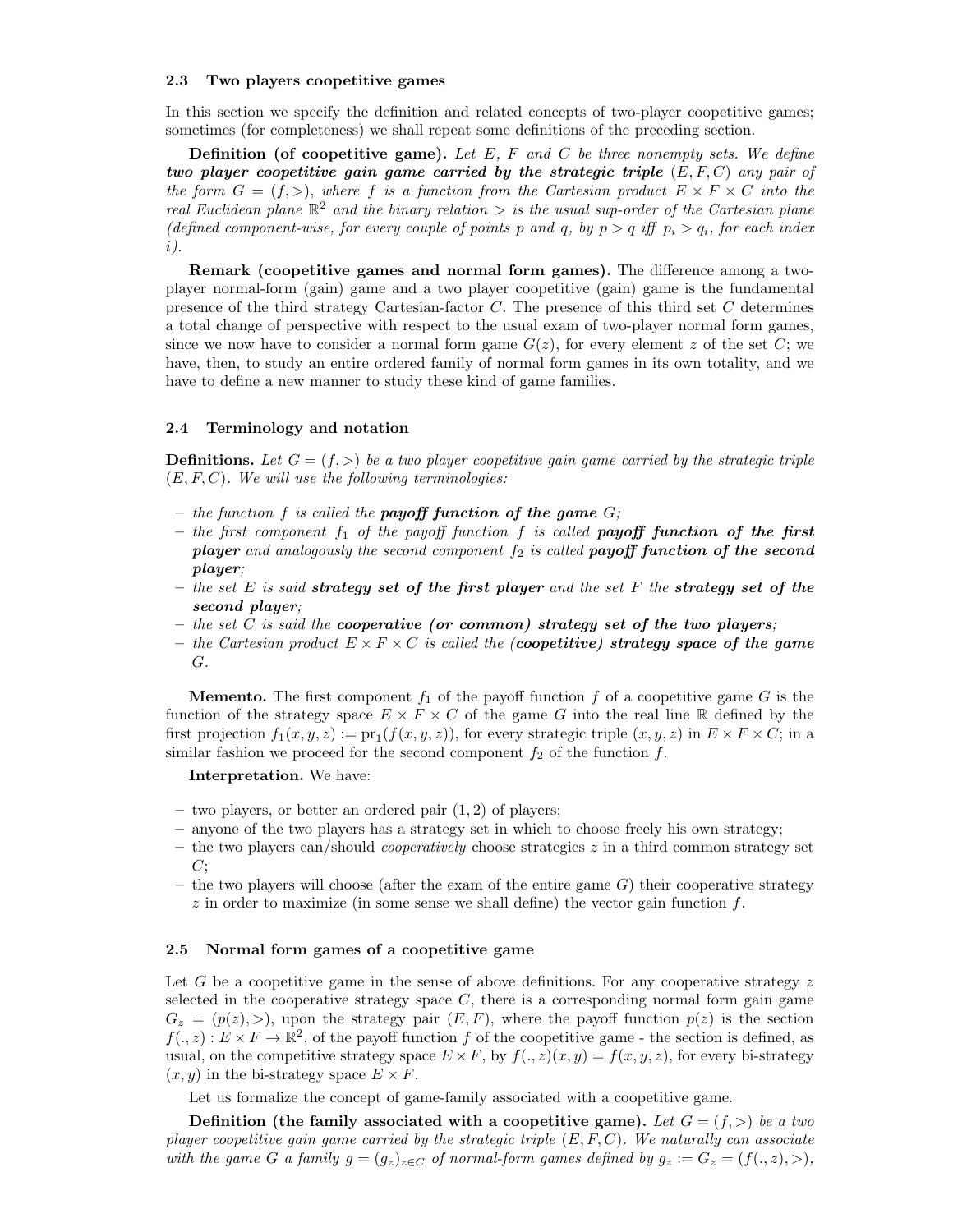### 2.3 Two players coopetitive games

In this section we specify the definition and related concepts of two-player coopetitive games; sometimes (for completeness) we shall repeat some definitions of the preceding section.

**Definition (of coopetitive game).** *Let $E$, $F$ and $C$ be three nonempty sets. We define* ***two player coopetitive gain game carried by the strategic triple*** *$(E, F, C)$ any pair of the form $G = (f, >)$, where $f$ is a function from the Cartesian product $E \times F \times C$ into the real Euclidean plane $\mathbb{R}^2$ and the binary relation $>$ is the usual sup-order of the Cartesian plane (defined component-wise, for every couple of points $p$ and $q$, by $p > q$ iff $p_i > q_i$, for each index $i$).*

**Remark (coopetitive games and normal form games).** The difference among a two-player normal-form (gain) game and a two player coopetitive (gain) game is the fundamental presence of the third strategy Cartesian-factor $C$. The presence of this third set $C$ determines a total change of perspective with respect to the usual exam of two-player normal form games, since we now have to consider a normal form game $G(z)$, for every element $z$ of the set $C$; we have, then, to study an entire ordered family of normal form games in its own totality, and we have to define a new manner to study these kind of game families.

### 2.4 Terminology and notation

**Definitions.** *Let $G = (f, >)$ be a two player coopetitive gain game carried by the strategic triple $(E, F, C)$. We will use the following terminologies:*

- *the function $f$ is called the* ***payoff function of the game*** *$G$;*
- *the first component $f_1$ of the payoff function $f$ is called* ***payoff function of the first player*** *and analogously the second component $f_2$ is called* ***payoff function of the second player****;*
- *the set $E$ is said* ***strategy set of the first player*** *and the set $F$ the* ***strategy set of the second player****;*
- *the set $C$ is said the* ***cooperative (or common) strategy set of the two players****;*
- *the Cartesian product $E \times F \times C$ is called the* ***(coopetitive) strategy space of the game*** *$G$.*

**Memento.** The first component $f_1$ of the payoff function $f$ of a coopetitive game $G$ is the function of the strategy space $E \times F \times C$ of the game $G$ into the real line $\mathbb{R}$ defined by the first projection $f_1(x, y, z) := \mathrm{pr}_1(f(x, y, z))$, for every strategic triple $(x, y, z)$ in $E \times F \times C$; in a similar fashion we proceed for the second component $f_2$ of the function $f$.

**Interpretation.** We have:

- two players, or better an ordered pair $(1, 2)$ of players;
- anyone of the two players has a strategy set in which to choose freely his own strategy;
- the two players can/should *cooperatively* choose strategies $z$ in a third common strategy set $C$;
- the two players will choose (after the exam of the entire game $G$) their cooperative strategy $z$ in order to maximize (in some sense we shall define) the vector gain function $f$.

### 2.5 Normal form games of a coopetitive game

Let $G$ be a coopetitive game in the sense of above definitions. For any cooperative strategy $z$ selected in the cooperative strategy space $C$, there is a corresponding normal form gain game $G_z = (p(z), >)$, upon the strategy pair $(E, F)$, where the payoff function $p(z)$ is the section $f(., z) : E \times F \to \mathbb{R}^2$, of the payoff function $f$ of the coopetitive game - the section is defined, as usual, on the competitive strategy space $E \times F$, by $f(., z)(x, y) = f(x, y, z)$, for every bi-strategy $(x, y)$ in the bi-strategy space $E \times F$.

Let us formalize the concept of game-family associated with a coopetitive game.

**Definition (the family associated with a coopetitive game).** *Let $G = (f, >)$ be a two player coopetitive gain game carried by the strategic triple $(E, F, C)$. We naturally can associate with the game $G$ a family $g = (g_z)_{z \in C}$ of normal-form games defined by $g_z := G_z = (f(., z), >)$,*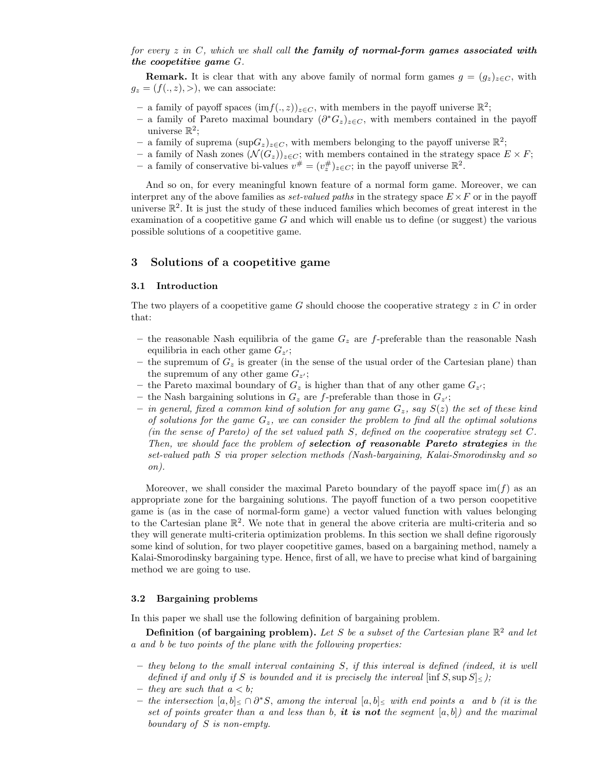*for every $z$ in $C$, which we shall call* ***the family of normal-form games associated with the coopetitive game*** *$G$.*

**Remark.** It is clear that with any above family of normal form games $g = (g_z)_{z \in C}$, with $g_z = (f(.,z), >)$, we can associate:

- a family of payoff spaces $(\mathrm{im} f(.,z))_{z \in C}$, with members in the payoff universe $\mathbb{R}^2$;
- a family of Pareto maximal boundary $(\partial^* G_z)_{z \in C}$, with members contained in the payoff universe $\mathbb{R}^2$;
- a family of suprema $(\sup G_z)_{z \in C}$, with members belonging to the payoff universe $\mathbb{R}^2$;
- a family of Nash zones $(\mathcal{N}(G_z))_{z \in C}$; with members contained in the strategy space $E \times F$;
- a family of conservative bi-values $v^\# = (v_z^\#)_{z \in C}$; in the payoff universe $\mathbb{R}^2$.

And so on, for every meaningful known feature of a normal form game. Moreover, we can interpret any of the above families as *set-valued paths* in the strategy space $E \times F$ or in the payoff universe $\mathbb{R}^2$. It is just the study of these induced families which becomes of great interest in the examination of a coopetitive game $G$ and which will enable us to define (or suggest) the various possible solutions of a coopetitive game.

## 3 Solutions of a coopetitive game

### 3.1 Introduction

The two players of a coopetitive game $G$ should choose the cooperative strategy $z$ in $C$ in order that:

- the reasonable Nash equilibria of the game $G_z$ are $f$-preferable than the reasonable Nash equilibria in each other game $G_{z'}$;
- the supremum of $G_z$ is greater (in the sense of the usual order of the Cartesian plane) than the supremum of any other game $G_{z'}$;
- the Pareto maximal boundary of $G_z$ is higher than that of any other game $G_{z'}$;
- the Nash bargaining solutions in $G_z$ are $f$-preferable than those in $G_{z'}$;
- *in general, fixed a common kind of solution for any game $G_z$, say $S(z)$ the set of these kind of solutions for the game $G_z$, we can consider the problem to find all the optimal solutions (in the sense of Pareto) of the set valued path $S$, defined on the cooperative strategy set $C$. Then, we should face the problem of* ***selection of reasonable Pareto strategies*** *in the set-valued path $S$ via proper selection methods (Nash-bargaining, Kalai-Smorodinsky and so on).*

Moreover, we shall consider the maximal Pareto boundary of the payoff space $\mathrm{im}(f)$ as an appropriate zone for the bargaining solutions. The payoff function of a two person coopetitive game is (as in the case of normal-form game) a vector valued function with values belonging to the Cartesian plane $\mathbb{R}^2$. We note that in general the above criteria are multi-criteria and so they will generate multi-criteria optimization problems. In this section we shall define rigorously some kind of solution, for two player coopetitive games, based on a bargaining method, namely a Kalai-Smorodinsky bargaining type. Hence, first of all, we have to precise what kind of bargaining method we are going to use.

### 3.2 Bargaining problems

In this paper we shall use the following definition of bargaining problem.

**Definition (of bargaining problem).** *Let $S$ be a subset of the Cartesian plane $\mathbb{R}^2$ and let $a$ and $b$ be two points of the plane with the following properties:*

- *they belong to the small interval containing $S$, if this interval is defined (indeed, it is well defined if and only if $S$ is bounded and it is precisely the interval $[\inf S, \sup S]_\leq$);*
- *they are such that $a < b$;*
- *the intersection $[a,b]_\leq \cap \partial^* S$, among the interval $[a,b]_\leq$ with end points $a$ and $b$ (it is the set of points greater than $a$ and less than $b$,* ***it is not*** *the segment $[a,b]$) and the maximal boundary of $S$ is non-empty.*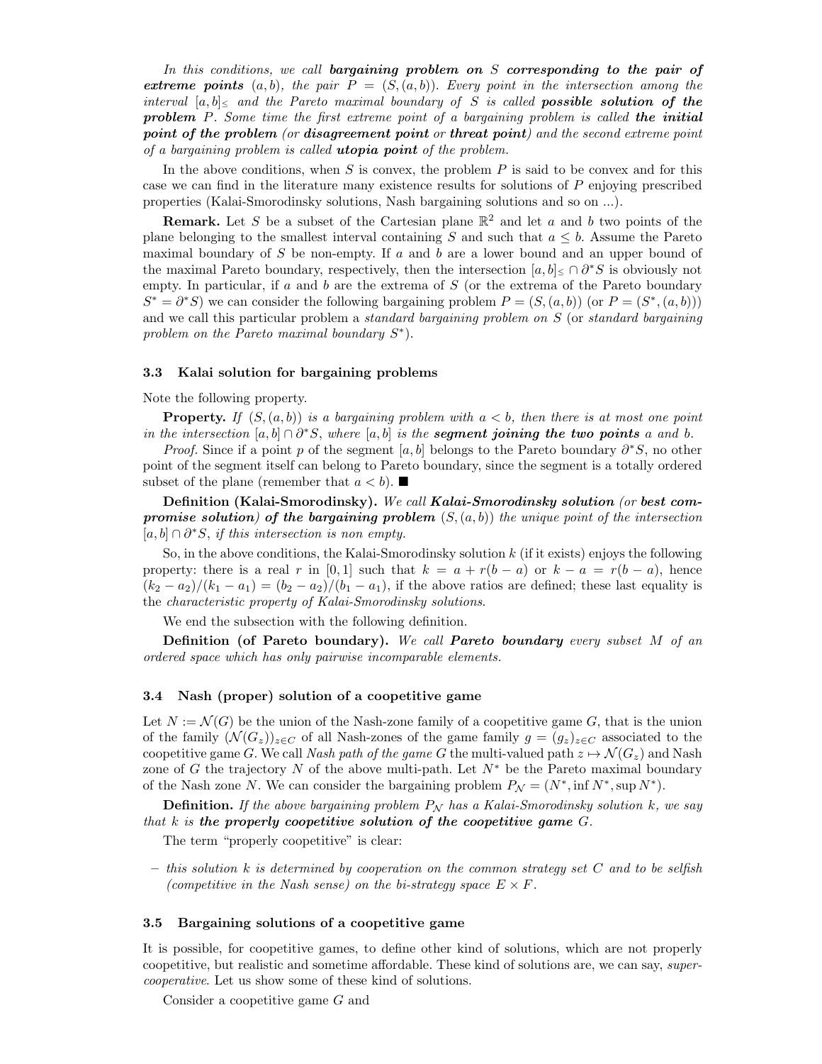*In this conditions, we call **bargaining problem on** $S$ **corresponding to the pair of extreme points** $(a, b)$, the pair $P = (S, (a, b))$. Every point in the intersection among the interval $[a, b]_\leq$ and the Pareto maximal boundary of $S$ is called **possible solution of the problem** $P$. Some time the first extreme point of a bargaining problem is called **the initial point of the problem** (or **disagreement point** or **threat point**) and the second extreme point of a bargaining problem is called **utopia point** of the problem.*

In the above conditions, when $S$ is convex, the problem $P$ is said to be convex and for this case we can find in the literature many existence results for solutions of $P$ enjoying prescribed properties (Kalai-Smorodinsky solutions, Nash bargaining solutions and so on ...).

**Remark.** Let $S$ be a subset of the Cartesian plane $\mathbb{R}^2$ and let $a$ and $b$ two points of the plane belonging to the smallest interval containing $S$ and such that $a \leq b$. Assume the Pareto maximal boundary of $S$ be non-empty. If $a$ and $b$ are a lower bound and an upper bound of the maximal Pareto boundary, respectively, then the intersection $[a, b]_\leq \cap \partial^* S$ is obviously not empty. In particular, if $a$ and $b$ are the extrema of $S$ (or the extrema of the Pareto boundary $S^* = \partial^* S$) we can consider the following bargaining problem $P = (S, (a, b))$ (or $P = (S^*, (a, b))$) and we call this particular problem a *standard bargaining problem on* $S$ (or *standard bargaining problem on the Pareto maximal boundary* $S^*$).

### 3.3 Kalai solution for bargaining problems

Note the following property.

**Property.** *If $(S, (a, b))$ is a bargaining problem with $a < b$, then there is at most one point in the intersection $[a, b] \cap \partial^* S$, where $[a, b]$ is the **segment joining the two points** $a$ and $b$.*

*Proof.* Since if a point $p$ of the segment $[a, b]$ belongs to the Pareto boundary $\partial^* S$, no other point of the segment itself can belong to Pareto boundary, since the segment is a totally ordered subset of the plane (remember that $a < b$). ■

**Definition (Kalai-Smorodinsky).** *We call **Kalai-Smorodinsky solution** (or **best compromise solution**) **of the bargaining problem** $(S, (a, b))$ the unique point of the intersection $[a, b] \cap \partial^* S$, if this intersection is non empty.*

So, in the above conditions, the Kalai-Smorodinsky solution $k$ (if it exists) enjoys the following property: there is a real $r$ in $[0, 1]$ such that $k = a + r(b - a)$ or $k - a = r(b - a)$, hence $(k_2 - a_2)/(k_1 - a_1) = (b_2 - a_2)/(b_1 - a_1)$, if the above ratios are defined; these last equality is the *characteristic property of Kalai-Smorodinsky solutions*.

We end the subsection with the following definition.

**Definition (of Pareto boundary).** *We call **Pareto boundary** every subset $M$ of an ordered space which has only pairwise incomparable elements.*

### 3.4 Nash (proper) solution of a coopetitive game

Let $N := \mathcal{N}(G)$ be the union of the Nash-zone family of a coopetitive game $G$, that is the union of the family $(\mathcal{N}(G_z))_{z \in C}$ of all Nash-zones of the game family $g = (g_z)_{z \in C}$ associated to the coopetitive game $G$. We call *Nash path of the game* $G$ the multi-valued path $z \mapsto \mathcal{N}(G_z)$ and Nash zone of $G$ the trajectory $N$ of the above multi-path. Let $N^*$ be the Pareto maximal boundary of the Nash zone $N$. We can consider the bargaining problem $P_\mathcal{N} = (N^*, \inf N^*, \sup N^*)$.

**Definition.** *If the above bargaining problem $P_\mathcal{N}$ has a Kalai-Smorodinsky solution $k$, we say that $k$ is **the properly coopetitive solution of the coopetitive game** $G$.*

The term "properly coopetitive" is clear:

- *this solution $k$ is determined by cooperation on the common strategy set $C$ and to be selfish (competitive in the Nash sense) on the bi-strategy space $E \times F$.*

### 3.5 Bargaining solutions of a coopetitive game

It is possible, for coopetitive games, to define other kind of solutions, which are not properly coopetitive, but realistic and sometime affordable. These kind of solutions are, we can say, *super-cooperative*. Let us show some of these kind of solutions.

Consider a coopetitive game $G$ and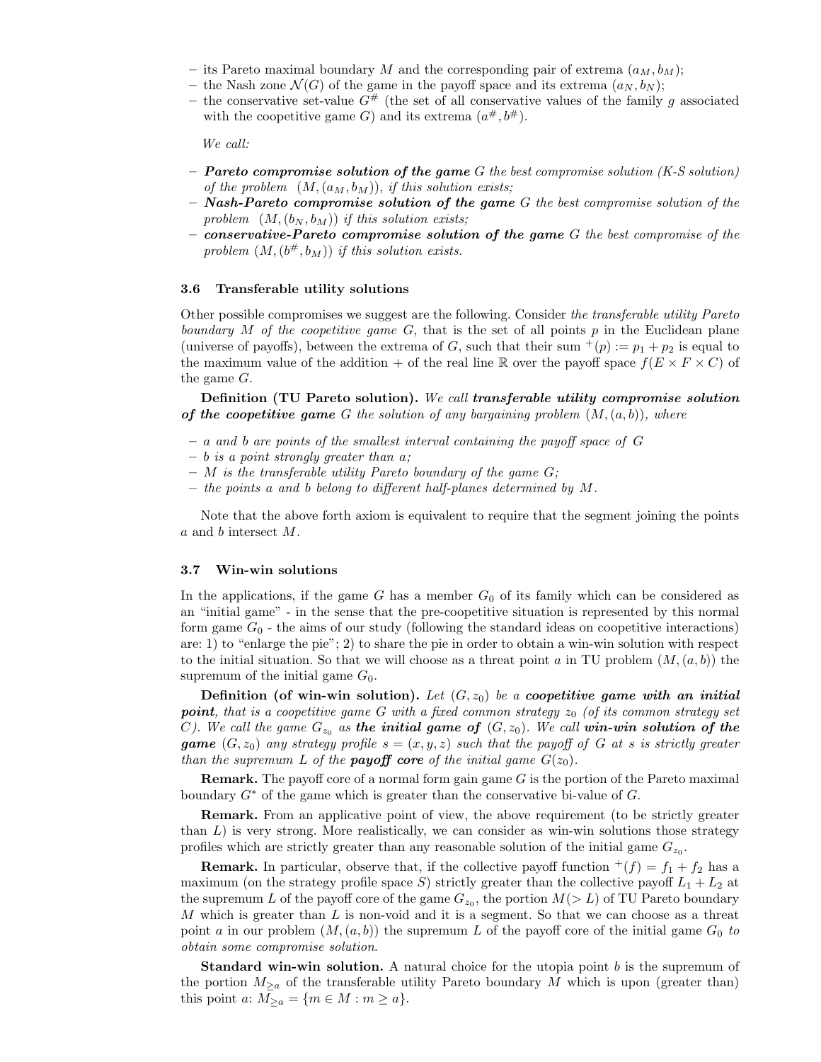– its Pareto maximal boundary $M$ and the corresponding pair of extrema $(a_M, b_M)$;
– the Nash zone $\mathcal{N}(G)$ of the game in the payoff space and its extrema $(a_N, b_N)$;
– the conservative set-value $G^\#$ (the set of all conservative values of the family $g$ associated with the coopetitive game $G$) and its extrema $(a^\#, b^\#)$.

*We call:*

– ***Pareto compromise solution of the game*** *$G$ the best compromise solution (K-S solution) of the problem $(M, (a_M, b_M))$, if this solution exists;*
– ***Nash-Pareto compromise solution of the game*** *$G$ the best compromise solution of the problem $(M, (b_N, b_M))$ if this solution exists;*
– ***conservative-Pareto compromise solution of the game*** *$G$ the best compromise of the problem $(M, (b^\#, b_M))$ if this solution exists.*

### 3.6 Transferable utility solutions

Other possible compromises we suggest are the following. Consider *the transferable utility Pareto boundary $M$ of the coopetitive game $G$*, that is the set of all points $p$ in the Euclidean plane (universe of payoffs), between the extrema of $G$, such that their sum $^+(p) := p_1 + p_2$ is equal to the maximum value of the addition $+$ of the real line $\mathbb{R}$ over the payoff space $f(E \times F \times C)$ of the game $G$.

**Definition (TU Pareto solution).** *We call* ***transferable utility compromise solution of the coopetitive game*** *$G$ the solution of any bargaining problem $(M, (a, b))$, where*

– *$a$ and $b$ are points of the smallest interval containing the payoff space of $G$*
– *$b$ is a point strongly greater than $a$;*
– *$M$ is the transferable utility Pareto boundary of the game $G$;*
– *the points $a$ and $b$ belong to different half-planes determined by $M$.*

Note that the above forth axiom is equivalent to require that the segment joining the points $a$ and $b$ intersect $M$.

### 3.7 Win-win solutions

In the applications, if the game $G$ has a member $G_0$ of its family which can be considered as an "initial game" - in the sense that the pre-coopetitive situation is represented by this normal form game $G_0$ - the aims of our study (following the standard ideas on coopetitive interactions) are: 1) to "enlarge the pie"; 2) to share the pie in order to obtain a win-win solution with respect to the initial situation. So that we will choose as a threat point $a$ in TU problem $(M, (a, b))$ the supremum of the initial game $G_0$.

**Definition (of win-win solution).** *Let $(G, z_0)$ be a* ***coopetitive game with an initial point****, that is a coopetitive game $G$ with a fixed common strategy $z_0$ (of its common strategy set $C$). We call the game $G_{z_0}$ as* ***the initial game of*** *$(G, z_0)$. We call* ***win-win solution of the game*** *$(G, z_0)$ any strategy profile $s = (x, y, z)$ such that the payoff of $G$ at $s$ is strictly greater than the supremum $L$ of the* ***payoff core*** *of the initial game $G(z_0)$.*

**Remark.** The payoff core of a normal form gain game $G$ is the portion of the Pareto maximal boundary $G^*$ of the game which is greater than the conservative bi-value of $G$.

**Remark.** From an applicative point of view, the above requirement (to be strictly greater than $L$) is very strong. More realistically, we can consider as win-win solutions those strategy profiles which are strictly greater than any reasonable solution of the initial game $G_{z_0}$.

**Remark.** In particular, observe that, if the collective payoff function $^+(f) = f_1 + f_2$ has a maximum (on the strategy profile space $S$) strictly greater than the collective payoff $L_1 + L_2$ at the supremum $L$ of the payoff core of the game $G_{z_0}$, the portion $M(> L)$ of TU Pareto boundary $M$ which is greater than $L$ is non-void and it is a segment. So that we can choose as a threat point $a$ in our problem $(M, (a, b))$ the supremum $L$ of the payoff core of the initial game $G_0$ *to obtain some compromise solution*.

**Standard win-win solution.** A natural choice for the utopia point $b$ is the supremum of the portion $M_{\geq a}$ of the transferable utility Pareto boundary $M$ which is upon (greater than) this point $a$: $M_{\geq a} = \{m \in M : m \geq a\}$.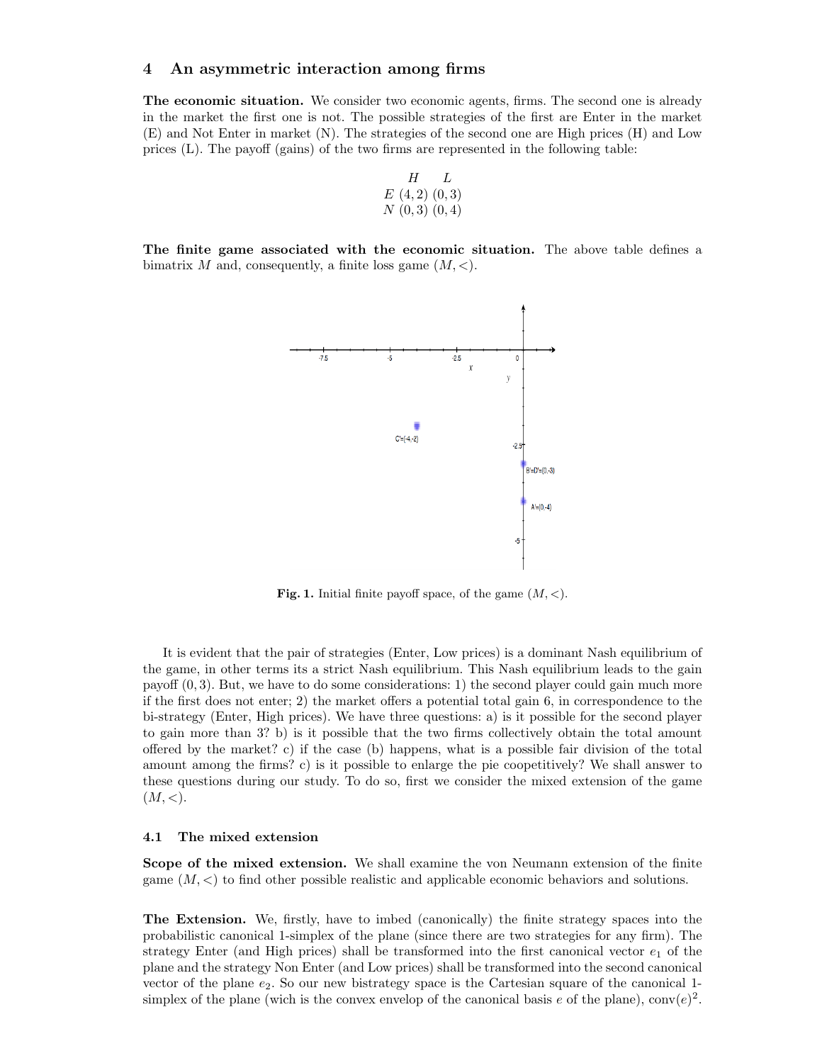## 4 An asymmetric interaction among firms

**The economic situation.** We consider two economic agents, firms. The second one is already in the market the first one is not. The possible strategies of the first are Enter in the market (E) and Not Enter in market (N). The strategies of the second one are High prices (H) and Low prices (L). The payoff (gains) of the two firms are represented in the following table:

| | $H$ | $L$ |
|---|---|---|
| $E$ | $(4, 2)$ | $(0, 3)$ |
| $N$ | $(0, 3)$ | $(0, 4)$ |

**The finite game associated with the economic situation.** The above table defines a bimatrix $M$ and, consequently, a finite loss game $(M, <)$.

**Fig. 1.** Initial finite payoff space, of the game $(M, <)$.

It is evident that the pair of strategies (Enter, Low prices) is a dominant Nash equilibrium of the game, in other terms its a strict Nash equilibrium. This Nash equilibrium leads to the gain payoff $(0, 3)$. But, we have to do some considerations: 1) the second player could gain much more if the first does not enter; 2) the market offers a potential total gain 6, in correspondence to the bi-strategy (Enter, High prices). We have three questions: a) is it possible for the second player to gain more than 3? b) is it possible that the two firms collectively obtain the total amount offered by the market? c) if the case (b) happens, what is a possible fair division of the total amount among the firms? c) is it possible to enlarge the pie coopetitively? We shall answer to these questions during our study. To do so, first we consider the mixed extension of the game $(M, <)$.

### 4.1 The mixed extension

**Scope of the mixed extension.** We shall examine the von Neumann extension of the finite game $(M, <)$ to find other possible realistic and applicable economic behaviors and solutions.

**The Extension.** We, firstly, have to imbed (canonically) the finite strategy spaces into the probabilistic canonical 1-simplex of the plane (since there are two strategies for any firm). The strategy Enter (and High prices) shall be transformed into the first canonical vector $e_1$ of the plane and the strategy Non Enter (and Low prices) shall be transformed into the second canonical vector of the plane $e_2$. So our new bistrategy space is the Cartesian square of the canonical 1-simplex of the plane (wich is the convex envelop of the canonical basis $e$ of the plane), $\text{conv}(e)^2$.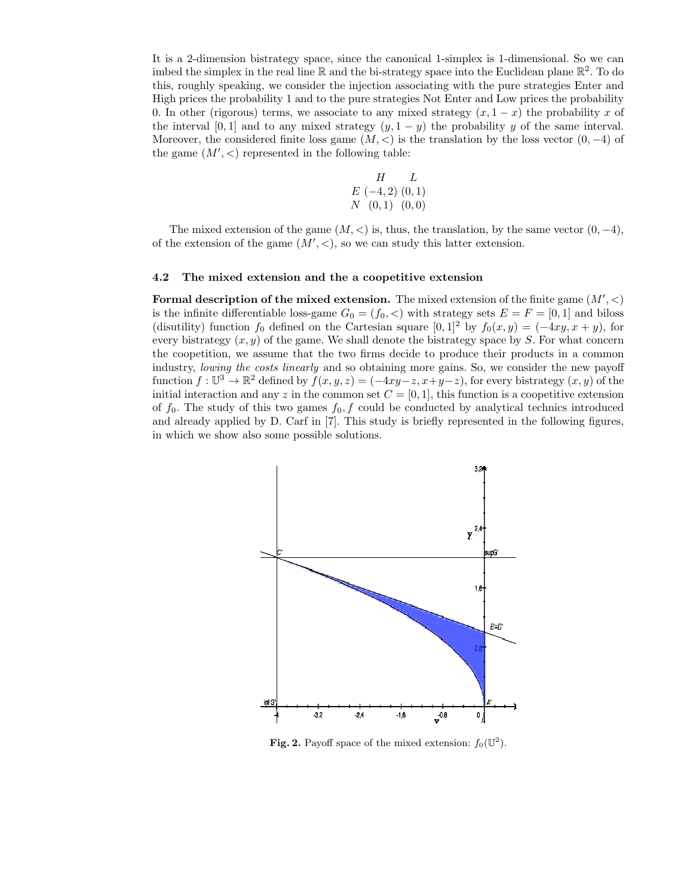It is a 2-dimension bistrategy space, since the canonical 1-simplex is 1-dimensional. So we can imbed the simplex in the real line $\mathbb{R}$ and the bi-strategy space into the Euclidean plane $\mathbb{R}^2$. To do this, roughly speaking, we consider the injection associating with the pure strategies Enter and High prices the probability 1 and to the pure strategies Not Enter and Low prices the probability 0. In other (rigorous) terms, we associate to any mixed strategy $(x, 1-x)$ the probability $x$ of the interval $[0,1]$ and to any mixed strategy $(y, 1-y)$ the probability $y$ of the same interval. Moreover, the considered finite loss game $(M, <)$ is the translation by the loss vector $(0, -4)$ of the game $(M', <)$ represented in the following table:

| | $H$ | $L$ |
|---|---|---|
| $E$ | $(-4, 2)$ | $(0, 1)$ |
| $N$ | $(0, 1)$ | $(0, 0)$ |

The mixed extension of the game $(M, <)$ is, thus, the translation, by the same vector $(0, -4)$, of the extension of the game $(M', <)$, so we can study this latter extension.

### 4.2 The mixed extension and the a coopetitive extension

**Formal description of the mixed extension.** The mixed extension of the finite game $(M', <)$ is the infinite differentiable loss-game $G_0 = (f_0, <)$ with strategy sets $E = F = [0, 1]$ and biloss (disutility) function $f_0$ defined on the Cartesian square $[0, 1]^2$ by $f_0(x, y) = (-4xy, x + y)$, for every bistrategy $(x, y)$ of the game. We shall denote the bistrategy space by $S$. For what concern the coopetition, we assume that the two firms decide to produce their products in a common industry, *lowing the costs linearly* and so obtaining more gains. So, we consider the new payoff function $f : \mathbb{U}^3 \to \mathbb{R}^2$ defined by $f(x, y, z) = (-4xy - z, x + y - z)$, for every bistrategy $(x, y)$ of the initial interaction and any $z$ in the common set $C = [0, 1]$, this function is a coopetitive extension of $f_0$. The study of this two games $f_0, f$ could be conducted by analytical technics introduced and already applied by D. Carf in [7]. This study is briefly represented in the following figures, in which we show also some possible solutions.

**Fig. 2.** Payoff space of the mixed extension: $f_0(\mathbb{U}^2)$.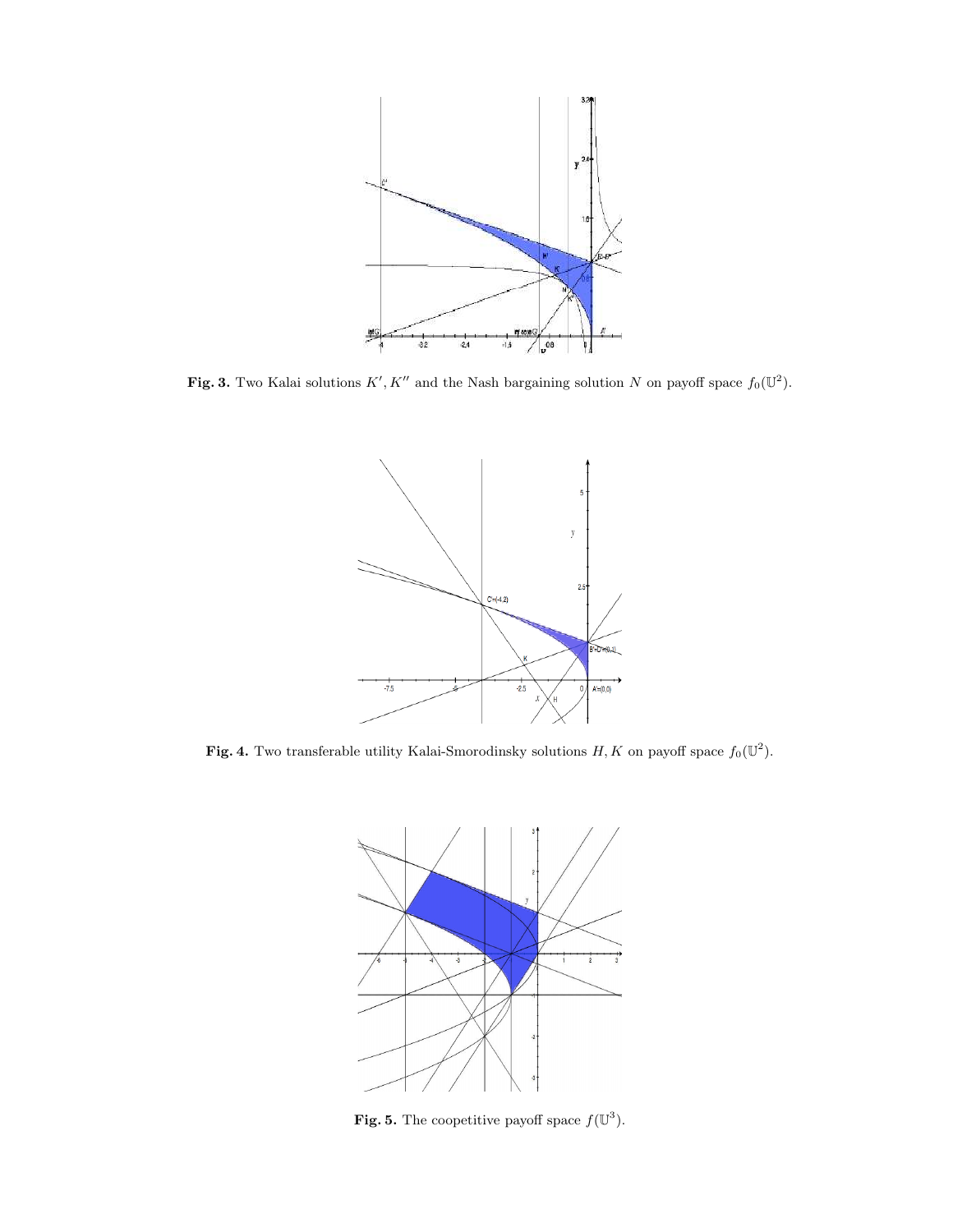**Fig. 3.** Two Kalai solutions $K', K''$ and the Nash bargaining solution $N$ on payoff space $f_0(\mathbb{U}^2)$.

**Fig. 4.** Two transferable utility Kalai-Smorodinsky solutions $H, K$ on payoff space $f_0(\mathbb{U}^2)$.

**Fig. 5.** The coopetitive payoff space $f(\mathbb{U}^3)$.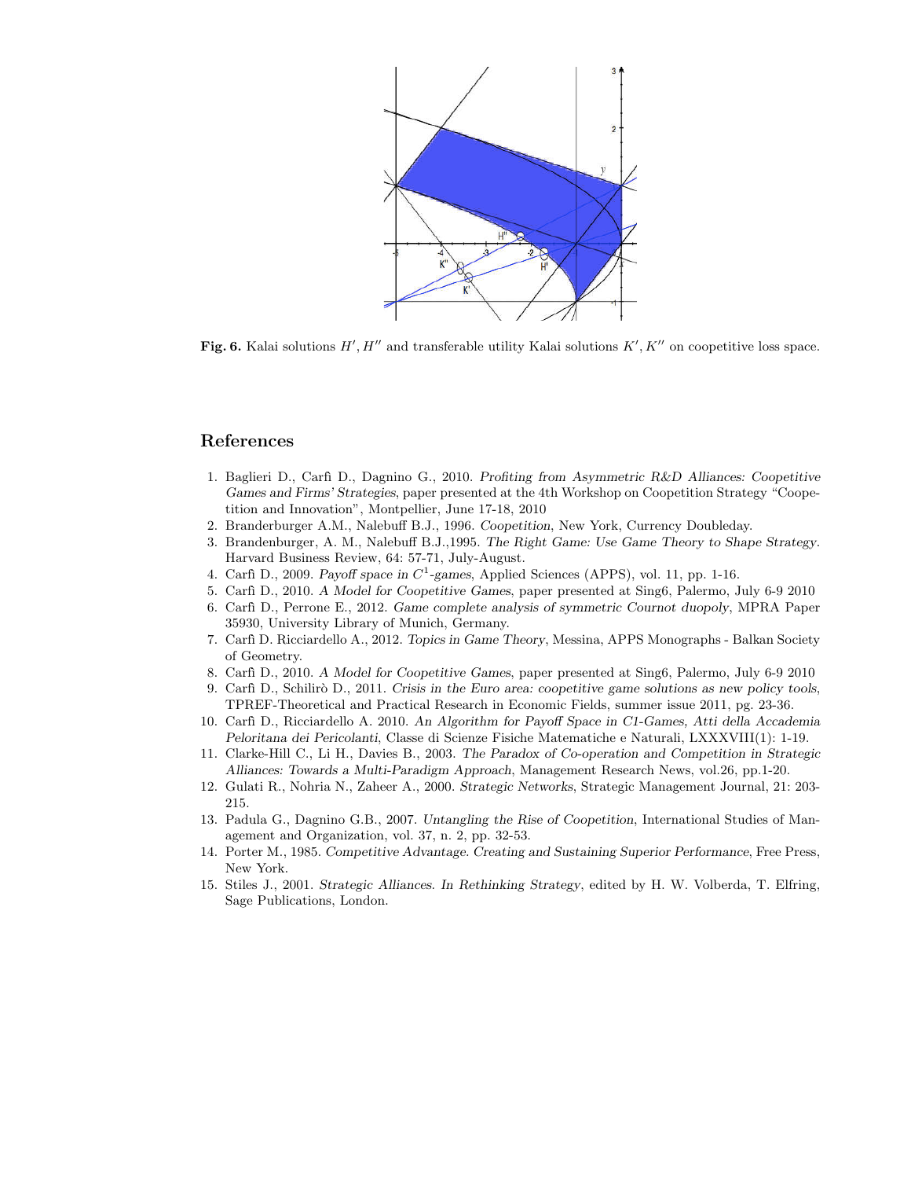3

2

y

H''

-5 -4 -3 -2

H'

K''

K'

-1

**Fig. 6.** Kalai solutions $H', H''$ and transferable utility Kalai solutions $K', K''$ on coopetitive loss space.

## References

1. Baglieri D., Carfì D., Dagnino G., 2010. *Profiting from Asymmetric R&D Alliances: Coopetitive Games and Firms' Strategies*, paper presented at the 4th Workshop on Coopetition Strategy "Coopetition and Innovation", Montpellier, June 17-18, 2010
2. Branderburger A.M., Nalebuff B.J., 1996. *Coopetition*, New York, Currency Doubleday.
3. Brandenburger, A. M., Nalebuff B.J.,1995. *The Right Game: Use Game Theory to Shape Strategy*. Harvard Business Review, 64: 57-71, July-August.
4. Carfì D., 2009. *Payoff space in $C^1$-games*, Applied Sciences (APPS), vol. 11, pp. 1-16.
5. Carfì D., 2010. *A Model for Coopetitive Games*, paper presented at Sing6, Palermo, July 6-9 2010
6. Carfì D., Perrone E., 2012. *Game complete analysis of symmetric Cournot duopoly*, MPRA Paper 35930, University Library of Munich, Germany.
7. Carfì D. Ricciardello A., 2012. *Topics in Game Theory*, Messina, APPS Monographs - Balkan Society of Geometry.
8. Carfì D., 2010. *A Model for Coopetitive Games*, paper presented at Sing6, Palermo, July 6-9 2010
9. Carfì D., Schilirò D., 2011. *Crisis in the Euro area: coopetitive game solutions as new policy tools*, TPREF-Theoretical and Practical Research in Economic Fields, summer issue 2011, pg. 23-36.
10. Carfì D., Ricciardello A. 2010. *An Algorithm for Payoff Space in C1-Games, Atti della Accademia Peloritana dei Pericolanti*, Classe di Scienze Fisiche Matematiche e Naturali, LXXXVIII(1): 1-19.
11. Clarke-Hill C., Li H., Davies B., 2003. *The Paradox of Co-operation and Competition in Strategic Alliances: Towards a Multi-Paradigm Approach*, Management Research News, vol.26, pp.1-20.
12. Gulati R., Nohria N., Zaheer A., 2000. *Strategic Networks*, Strategic Management Journal, 21: 203-215.
13. Padula G., Dagnino G.B., 2007. *Untangling the Rise of Coopetition*, International Studies of Management and Organization, vol. 37, n. 2, pp. 32-53.
14. Porter M., 1985. *Competitive Advantage. Creating and Sustaining Superior Performance*, Free Press, New York.
15. Stiles J., 2001. *Strategic Alliances. In Rethinking Strategy*, edited by H. W. Volberda, T. Elfring, Sage Publications, London.